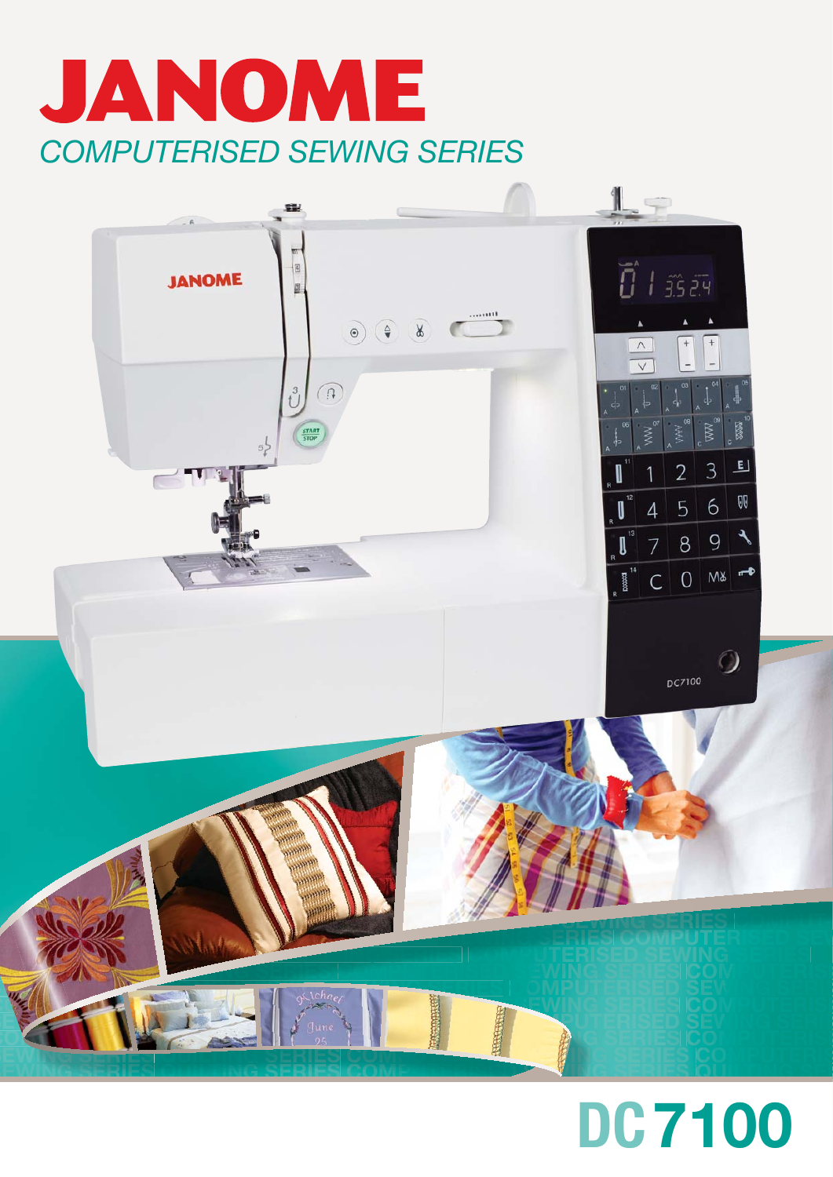# JANOME

*COMPUTERISED SEWING SERIES*

# DC7100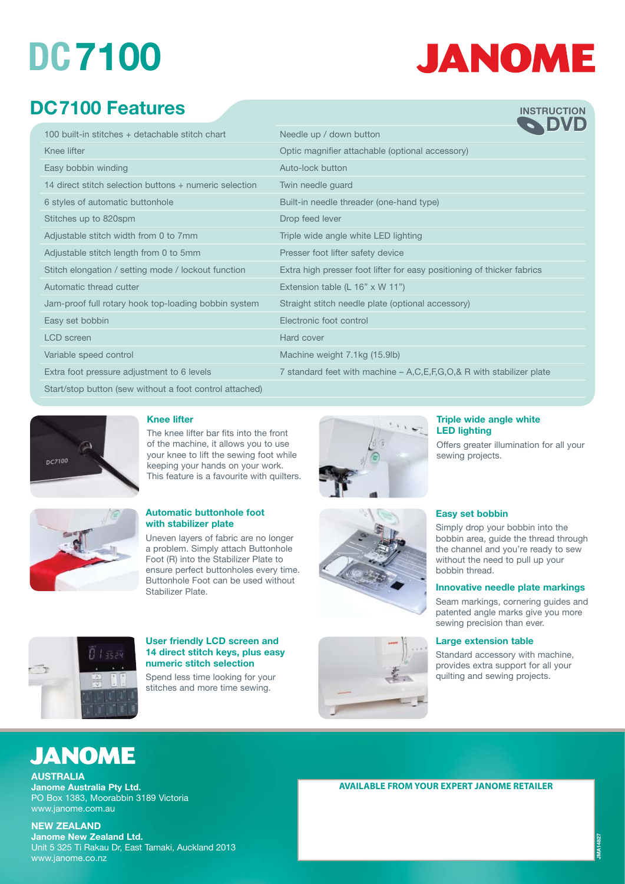# DC7100

JANOME

## DC7100 Features

INSTRUCTION DVD

| | |
|---|---|
| 100 built-in stitches + detachable stitch chart | Needle up / down button |
| Knee lifter | Optic magnifier attachable (optional accessory) |
| Easy bobbin winding | Auto-lock button |
| 14 direct stitch selection buttons + numeric selection | Twin needle guard |
| 6 styles of automatic buttonhole | Built-in needle threader (one-hand type) |
| Stitches up to 820spm | Drop feed lever |
| Adjustable stitch width from 0 to 7mm | Triple wide angle white LED lighting |
| Adjustable stitch length from 0 to 5mm | Presser foot lifter safety device |
| Stitch elongation / setting mode / lockout function | Extra high presser foot lifter for easy positioning of thicker fabrics |
| Automatic thread cutter | Extension table (L 16" x W 11") |
| Jam-proof full rotary hook top-loading bobbin system | Straight stitch needle plate (optional accessory) |
| Easy set bobbin | Electronic foot control |
| LCD screen | Hard cover |
| Variable speed control | Machine weight 7.1kg (15.9lb) |
| Extra foot pressure adjustment to 6 levels | 7 standard feet with machine – A,C,E,F,G,O,& R with stabilizer plate |
| Start/stop button (sew without a foot control attached) | |

### Knee lifter

The knee lifter bar fits into the front of the machine, it allows you to use your knee to lift the sewing foot while keeping your hands on your work. This feature is a favourite with quilters.

### Automatic buttonhole foot with stabilizer plate

Uneven layers of fabric are no longer a problem. Simply attach Buttonhole Foot (R) into the Stabilizer Plate to ensure perfect buttonholes every time. Buttonhole Foot can be used without Stabilizer Plate.

### User friendly LCD screen and 14 direct stitch keys, plus easy numeric stitch selection

Spend less time looking for your stitches and more time sewing.

### Triple wide angle white LED lighting

Offers greater illumination for all your sewing projects.

### Easy set bobbin

Simply drop your bobbin into the bobbin area, guide the thread through the channel and you're ready to sew without the need to pull up your bobbin thread.

### Innovative needle plate markings

Seam markings, cornering guides and patented angle marks give you more sewing precision than ever.

### Large extension table

Standard accessory with machine, provides extra support for all your quilting and sewing projects.

JANOME

**AUSTRALIA**
**Janome Australia Pty Ltd.**
PO Box 1383, Moorabbin 3189 Victoria
www.janome.com.au

**NEW ZEALAND**
**Janome New Zealand Ltd.**
Unit 5 325 Ti Rakau Dr, East Tamaki, Auckland 2013
www.janome.co.nz

**AVAILABLE FROM YOUR EXPERT JANOME RETAILER**

JMA14827